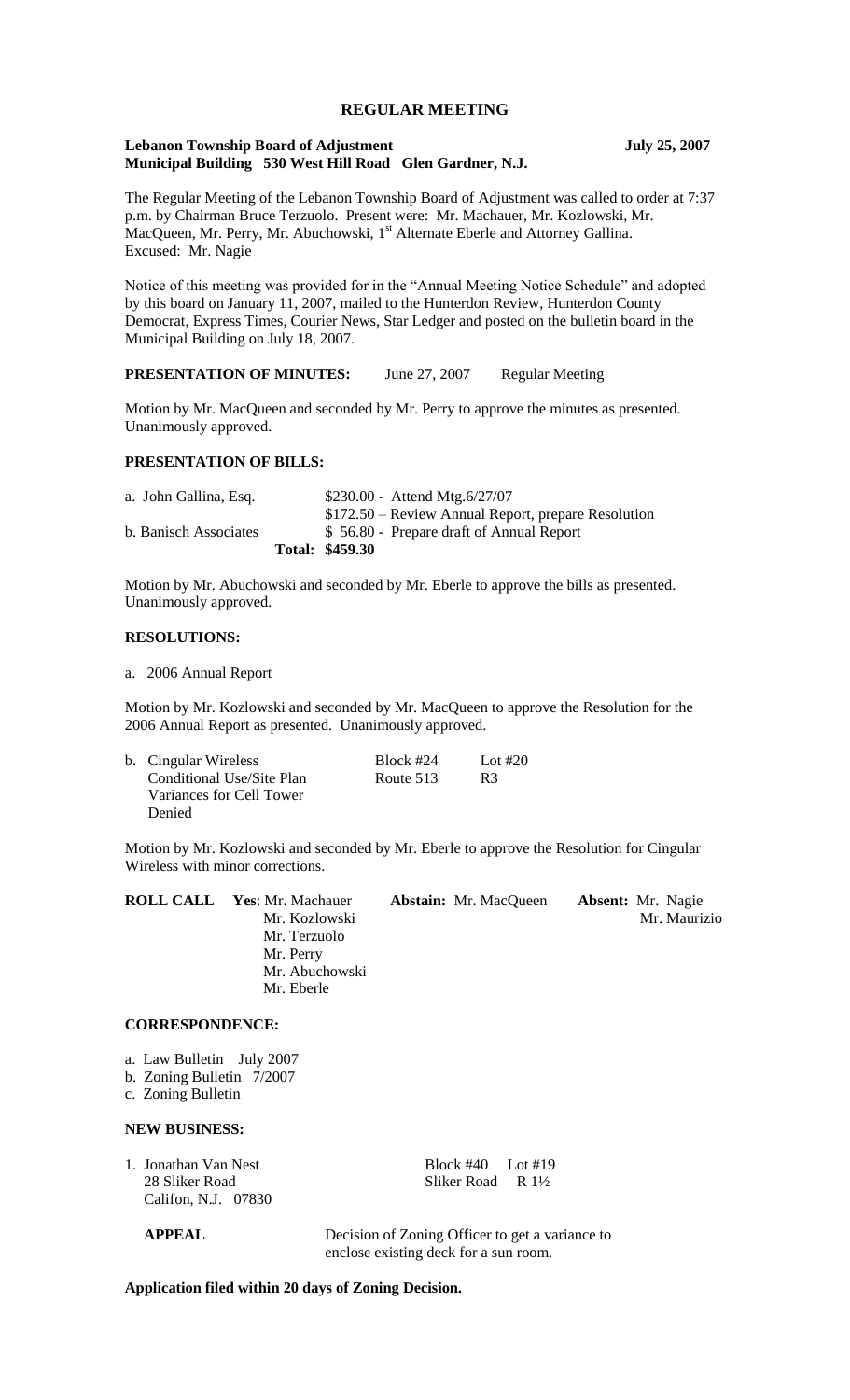# REGULAR MEETING

**Lebanon Township Board of Adjustment** **July 25, 2007**
**Municipal Building 530 West Hill Road Glen Gardner, N.J.**

The Regular Meeting of the Lebanon Township Board of Adjustment was called to order at 7:37 p.m. by Chairman Bruce Terzuolo. Present were: Mr. Machauer, Mr. Kozlowski, Mr. MacQueen, Mr. Perry, Mr. Abuchowski, 1st Alternate Eberle and Attorney Gallina. Excused: Mr. Nagie

Notice of this meeting was provided for in the "Annual Meeting Notice Schedule" and adopted by this board on January 11, 2007, mailed to the Hunterdon Review, Hunterdon County Democrat, Express Times, Courier News, Star Ledger and posted on the bulletin board in the Municipal Building on July 18, 2007.

**PRESENTATION OF MINUTES:** June 27, 2007 Regular Meeting

Motion by Mr. MacQueen and seconded by Mr. Perry to approve the minutes as presented. Unanimously approved.

**PRESENTATION OF BILLS:**

| | | |
|---|---|---|
| a. John Gallina, Esq. | $230.00 - | Attend Mtg.6/27/07 |
| | $172.50 – | Review Annual Report, prepare Resolution |
| b. Banisch Associates | $ 56.80 - | Prepare draft of Annual Report |
| **Total:** | **$459.30** | |

Motion by Mr. Abuchowski and seconded by Mr. Eberle to approve the bills as presented. Unanimously approved.

**RESOLUTIONS:**

a. 2006 Annual Report

Motion by Mr. Kozlowski and seconded by Mr. MacQueen to approve the Resolution for the 2006 Annual Report as presented. Unanimously approved.

| | | |
|---|---|---|
| b. Cingular Wireless | Block #24 | Lot #20 |
| Conditional Use/Site Plan | Route 513 | R3 |
| Variances for Cell Tower | | |
| Denied | | |

Motion by Mr. Kozlowski and seconded by Mr. Eberle to approve the Resolution for Cingular Wireless with minor corrections.

| ROLL CALL | Yes: | Abstain: | Absent: |
|---|---|---|---|
| | Mr. Machauer | Mr. MacQueen | Mr. Nagie |
| | Mr. Kozlowski | | Mr. Maurizio |
| | Mr. Terzuolo | | |
| | Mr. Perry | | |
| | Mr. Abuchowski | | |
| | Mr. Eberle | | |

**CORRESPONDENCE:**

a. Law Bulletin July 2007
b. Zoning Bulletin 7/2007
c. Zoning Bulletin

**NEW BUSINESS:**

| | |
|---|---|
| 1. Jonathan Van Nest | Block #40 Lot #19 |
| 28 Sliker Road | Sliker Road R 1½ |
| Califon, N.J. 07830 | |

**APPEAL** Decision of Zoning Officer to get a variance to enclose existing deck for a sun room.

**Application filed within 20 days of Zoning Decision.**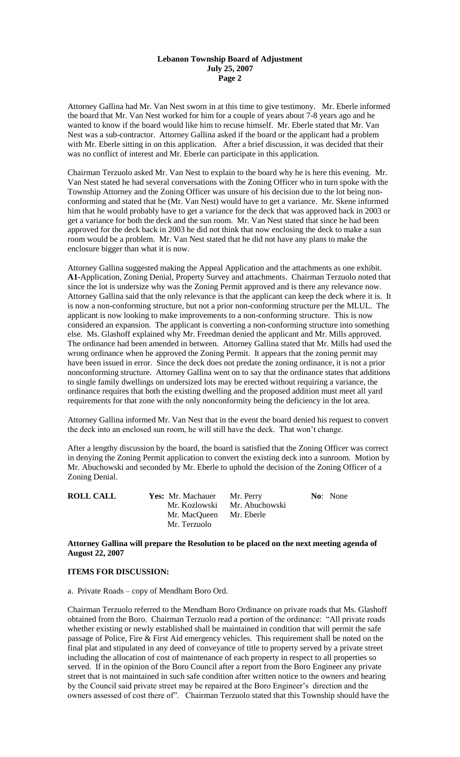Attorney Gallina had Mr. Van Nest sworn in at this time to give testimony. Mr. Eberle informed the board that Mr. Van Nest worked for him for a couple of years about 7-8 years ago and he wanted to know if the board would like him to recuse himself. Mr. Eberle stated that Mr. Van Nest was a sub-contractor. Attorney Gallina asked if the board or the applicant had a problem with Mr. Eberle sitting in on this application. After a brief discussion, it was decided that their was no conflict of interest and Mr. Eberle can participate in this application.

Chairman Terzuolo asked Mr. Van Nest to explain to the board why he is here this evening. Mr. Van Nest stated he had several conversations with the Zoning Officer who in turn spoke with the Township Attorney and the Zoning Officer was unsure of his decision due to the lot being non-conforming and stated that he (Mr. Van Nest) would have to get a variance. Mr. Skene informed him that he would probably have to get a variance for the deck that was approved back in 2003 or get a variance for both the deck and the sun room. Mr. Van Nest stated that since he had been approved for the deck back in 2003 he did not think that now enclosing the deck to make a sun room would be a problem. Mr. Van Nest stated that he did not have any plans to make the enclosure bigger than what it is now.

Attorney Gallina suggested making the Appeal Application and the attachments as one exhibit. **A1**-Application, Zoning Denial, Property Survey and attachments. Chairman Terzuolo noted that since the lot is undersize why was the Zoning Permit approved and is there any relevance now. Attorney Gallina said that the only relevance is that the applicant can keep the deck where it is. It is now a non-conforming structure, but not a prior non-conforming structure per the MLUL. The applicant is now looking to make improvements to a non-conforming structure. This is now considered an expansion. The applicant is converting a non-conforming structure into something else. Ms. Glashoff explained why Mr. Freedman denied the applicant and Mr. Mills approved. The ordinance had been amended in between. Attorney Gallina stated that Mr. Mills had used the wrong ordinance when he approved the Zoning Permit. It appears that the zoning permit may have been issued in error. Since the deck does not predate the zoning ordinance, it is not a prior nonconforming structure. Attorney Gallina went on to say that the ordinance states that additions to single family dwellings on undersized lots may be erected without requiring a variance, the ordinance requires that both the existing dwelling and the proposed addition must meet all yard requirements for that zone with the only nonconformity being the deficiency in the lot area.

Attorney Gallina informed Mr. Van Nest that in the event the board denied his request to convert the deck into an enclosed sun room, he will still have the deck. That won't change.

After a lengthy discussion by the board, the board is satisfied that the Zoning Officer was correct in denying the Zoning Permit application to convert the existing deck into a sunroom. Motion by Mr. Abuchowski and seconded by Mr. Eberle to uphold the decision of the Zoning Officer of a Zoning Denial.

| **ROLL CALL** | **Yes:** Mr. Machauer | Mr. Perry | **No**: None |
|---|---|---|---|
| | Mr. Kozlowski | Mr. Abuchowski | |
| | Mr. MacQueen | Mr. Eberle | |
| | Mr. Terzuolo | | |

**Attorney Gallina will prepare the Resolution to be placed on the next meeting agenda of August 22, 2007**

**ITEMS FOR DISCUSSION:**

a. Private Roads – copy of Mendham Boro Ord.

Chairman Terzuolo referred to the Mendham Boro Ordinance on private roads that Ms. Glashoff obtained from the Boro. Chairman Terzuolo read a portion of the ordinance: "All private roads whether existing or newly established shall be maintained in condition that will permit the safe passage of Police, Fire & First Aid emergency vehicles. This requirement shall be noted on the final plat and stipulated in any deed of conveyance of title to property served by a private street including the allocation of cost of maintenance of each property in respect to all properties so served. If in the opinion of the Boro Council after a report from the Boro Engineer any private street that is not maintained in such safe condition after written notice to the owners and hearing by the Council said private street may be repaired at the Boro Engineer's direction and the owners assessed of cost there of". Chairman Terzuolo stated that this Township should have the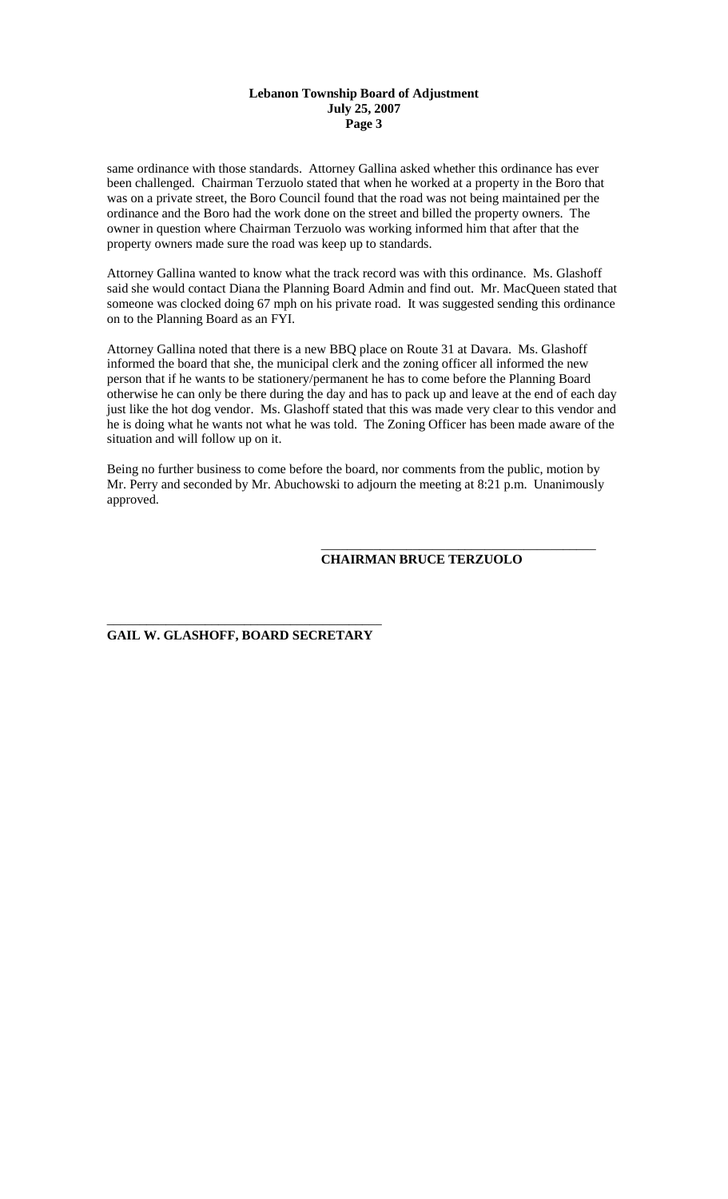same ordinance with those standards. Attorney Gallina asked whether this ordinance has ever been challenged. Chairman Terzuolo stated that when he worked at a property in the Boro that was on a private street, the Boro Council found that the road was not being maintained per the ordinance and the Boro had the work done on the street and billed the property owners. The owner in question where Chairman Terzuolo was working informed him that after that the property owners made sure the road was keep up to standards.

Attorney Gallina wanted to know what the track record was with this ordinance. Ms. Glashoff said she would contact Diana the Planning Board Admin and find out. Mr. MacQueen stated that someone was clocked doing 67 mph on his private road. It was suggested sending this ordinance on to the Planning Board as an FYI.

Attorney Gallina noted that there is a new BBQ place on Route 31 at Davara. Ms. Glashoff informed the board that she, the municipal clerk and the zoning officer all informed the new person that if he wants to be stationery/permanent he has to come before the Planning Board otherwise he can only be there during the day and has to pack up and leave at the end of each day just like the hot dog vendor. Ms. Glashoff stated that this was made very clear to this vendor and he is doing what he wants not what he was told. The Zoning Officer has been made aware of the situation and will follow up on it.

Being no further business to come before the board, nor comments from the public, motion by Mr. Perry and seconded by Mr. Abuchowski to adjourn the meeting at 8:21 p.m. Unanimously approved.

\_\_\_\_\_\_\_\_\_\_\_\_\_\_\_\_\_\_\_\_\_\_\_\_\_\_\_\_\_\_\_\_\_\_\_\_\_\_\_\_\_\_\_

**CHAIRMAN BRUCE TERZUOLO**

\_\_\_\_\_\_\_\_\_\_\_\_\_\_\_\_\_\_\_\_\_\_\_\_\_\_\_\_\_\_\_\_\_\_\_\_\_\_\_\_\_\_\_

**GAIL W. GLASHOFF, BOARD SECRETARY**